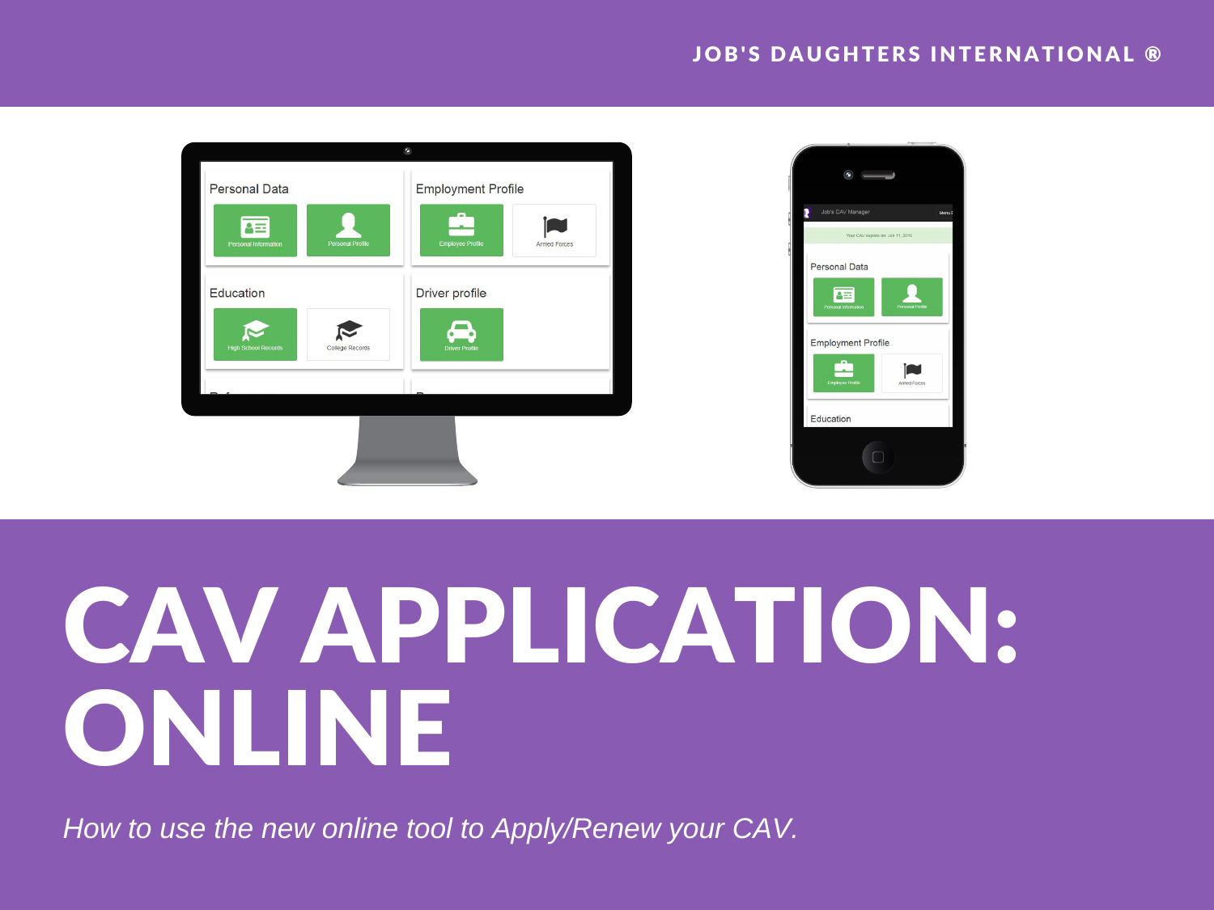JOB'S DAUGHTERS INTERNATIONAL ®

# CAV APPLICATION: ONLINE

*How to use the new online tool to Apply/Renew your CAV.*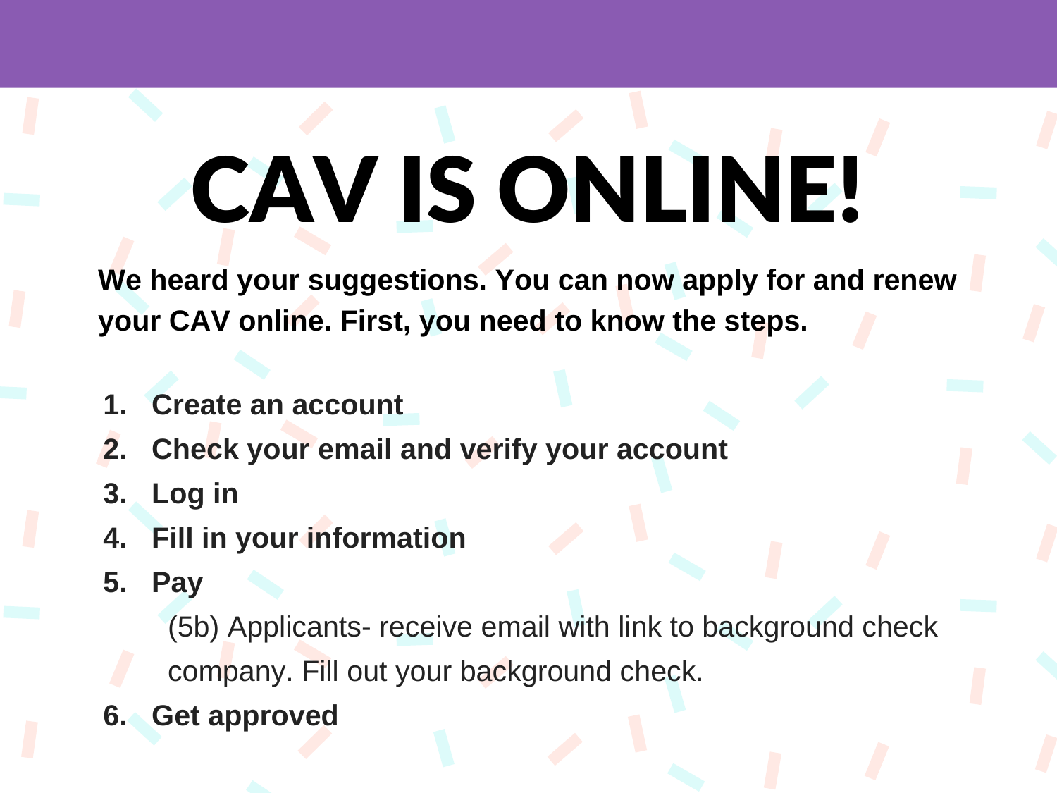# CAV IS ONLINE!

**We heard your suggestions. You can now apply for and renew your CAV online. First, you need to know the steps.**

1. **Create an account**
2. **Check your email and verify your account**
3. **Log in**
4. **Fill in your information**
5. **Pay**

   (5b) Applicants- receive email with link to background check company. Fill out your background check.

6. **Get approved**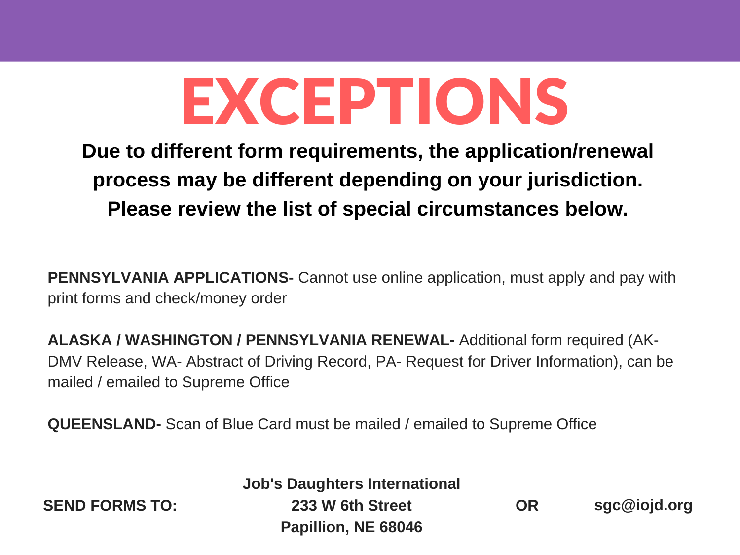# EXCEPTIONS

**Due to different form requirements, the application/renewal process may be different depending on your jurisdiction. Please review the list of special circumstances below.**

**PENNSYLVANIA APPLICATIONS-** Cannot use online application, must apply and pay with print forms and check/money order

**ALASKA / WASHINGTON / PENNSYLVANIA RENEWAL-** Additional form required (AK- DMV Release, WA- Abstract of Driving Record, PA- Request for Driver Information), can be mailed / emailed to Supreme Office

**QUEENSLAND-** Scan of Blue Card must be mailed / emailed to Supreme Office

**SEND FORMS TO:**

**Job's Daughters International**
**233 W 6th Street**
**Papillion, NE 68046**

**OR**

**sgc@iojd.org**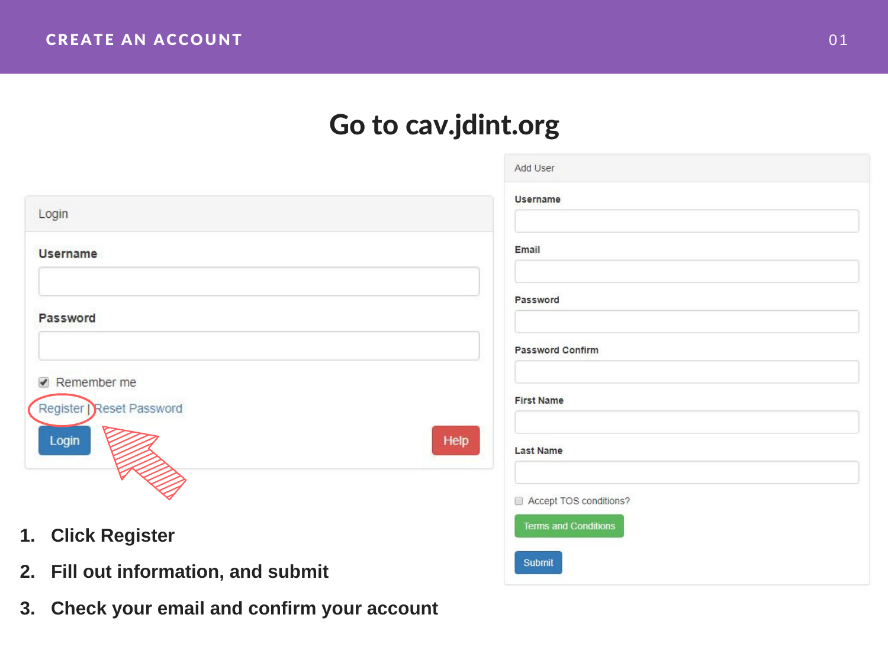## CREATE AN ACCOUNT

# Go to cav.jdint.org

Login

**Username**

**Password**

Remember me

Register | Reset Password

Login

Help

Add User

**Username**

**Email**

**Password**

**Password Confirm**

**First Name**

**Last Name**

Accept TOS conditions?

Terms and Conditions

Submit

1. **Click Register**
2. **Fill out information, and submit**
3. **Check your email and confirm your account**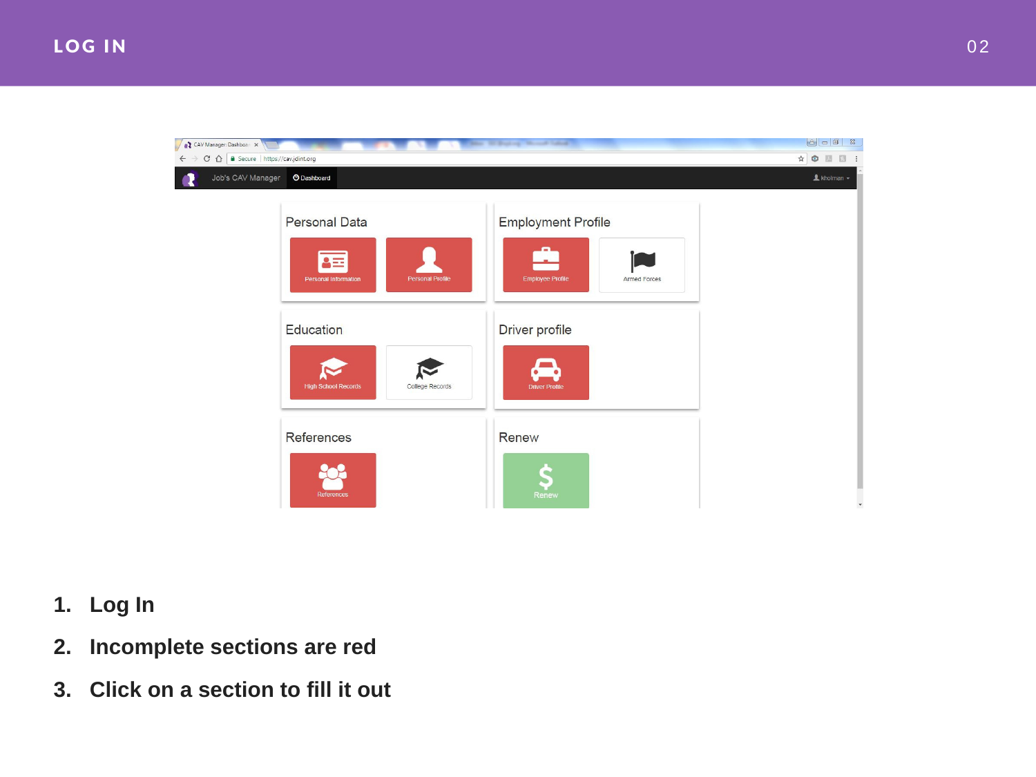# LOG IN

1. Log In
2. Incomplete sections are red
3. Click on a section to fill it out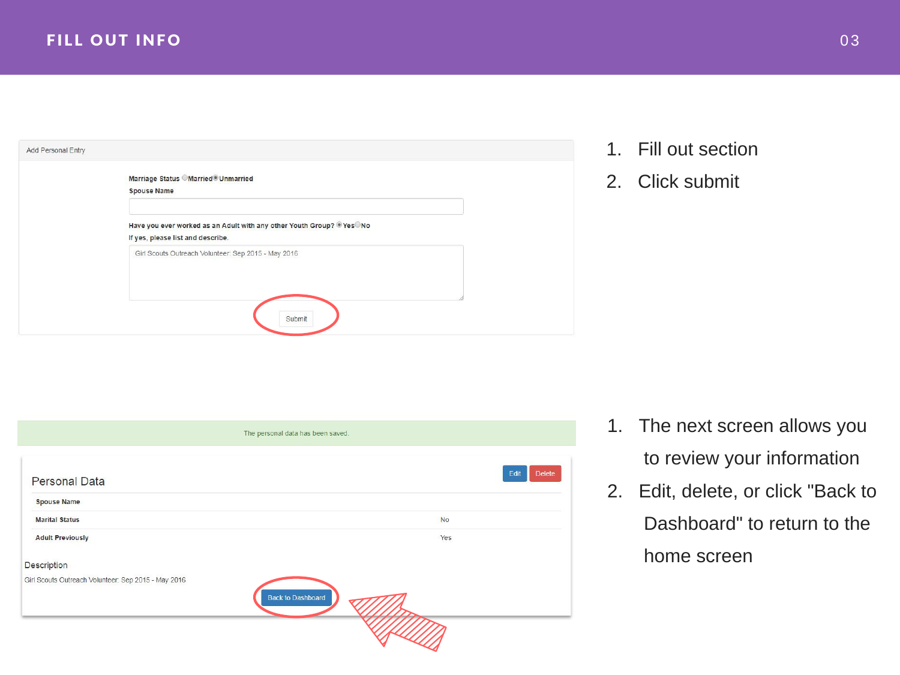# FILL OUT INFO

Add Personal Entry

Marriage Status ○Married ◉Unmarried

Spouse Name

Have you ever worked as an Adult with any other Youth Group? ◉Yes ○No

If yes, please list and describe.

Girl Scouts Outreach Volunteer: Sep 2015 - May 2016

Submit

1. Fill out section
2. Click submit

The personal data has been saved.

Personal Data

Edit Delete

| Spouse Name | |
|---|---|
| Marital Status | No |
| Adult Previously | Yes |

Description

Girl Scouts Outreach Volunteer: Sep 2015 - May 2016

Back to Dashboard

1. The next screen allows you to review your information
2. Edit, delete, or click "Back to Dashboard" to return to the home screen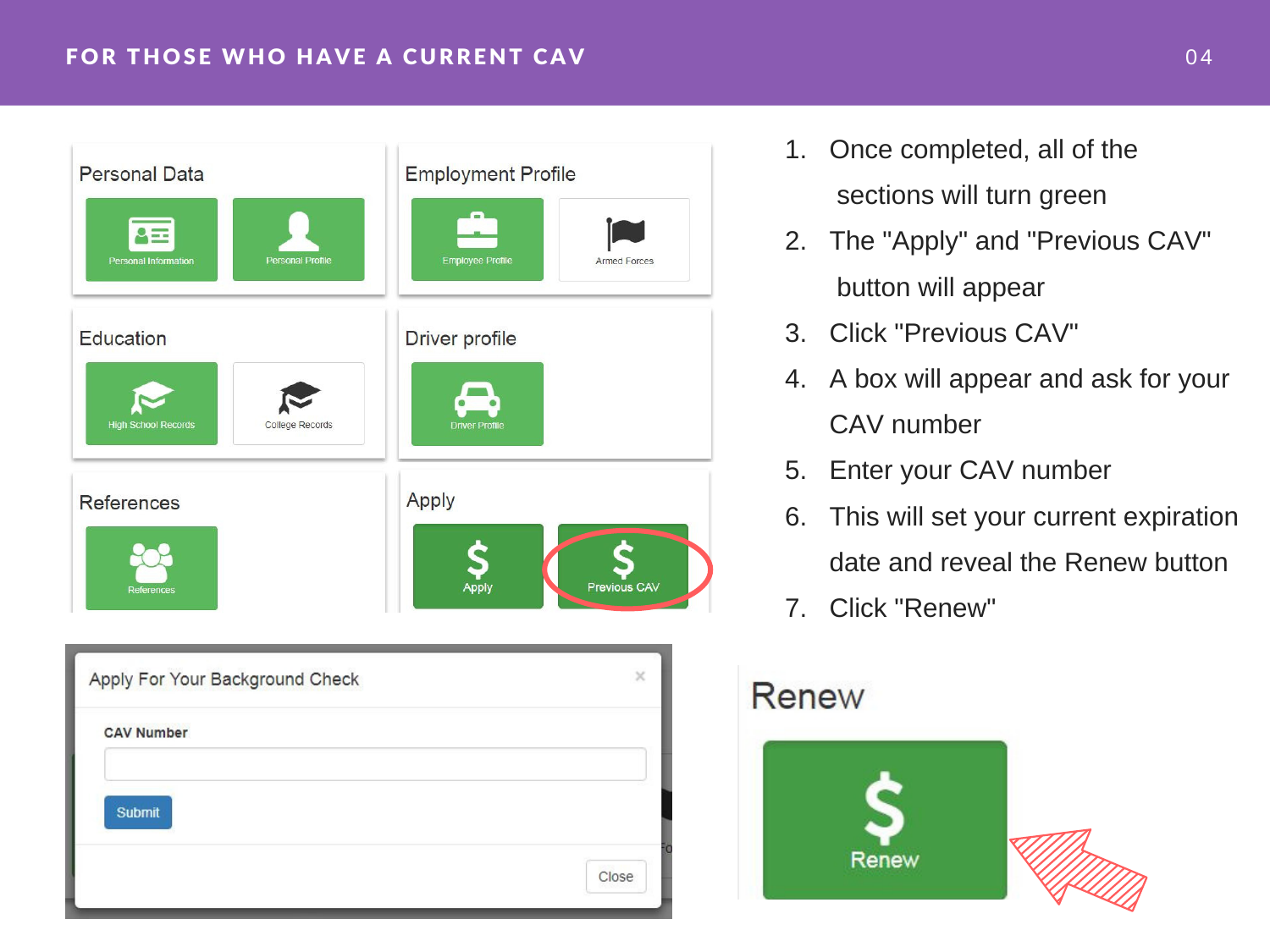# FOR THOSE WHO HAVE A CURRENT CAV

1. Once completed, all of the sections will turn green
2. The "Apply" and "Previous CAV" button will appear
3. Click "Previous CAV"
4. A box will appear and ask for your CAV number
5. Enter your CAV number
6. This will set your current expiration date and reveal the Renew button
7. Click "Renew"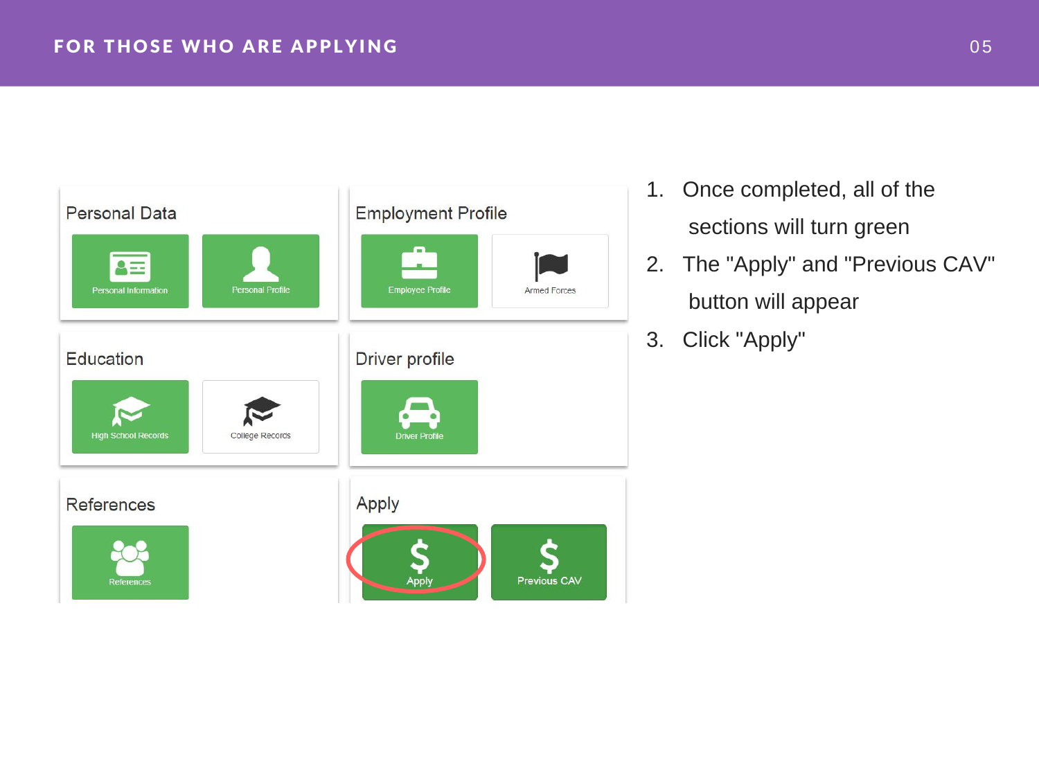# FOR THOSE WHO ARE APPLYING

1. Once completed, all of the sections will turn green
2. The "Apply" and "Previous CAV" button will appear
3. Click "Apply"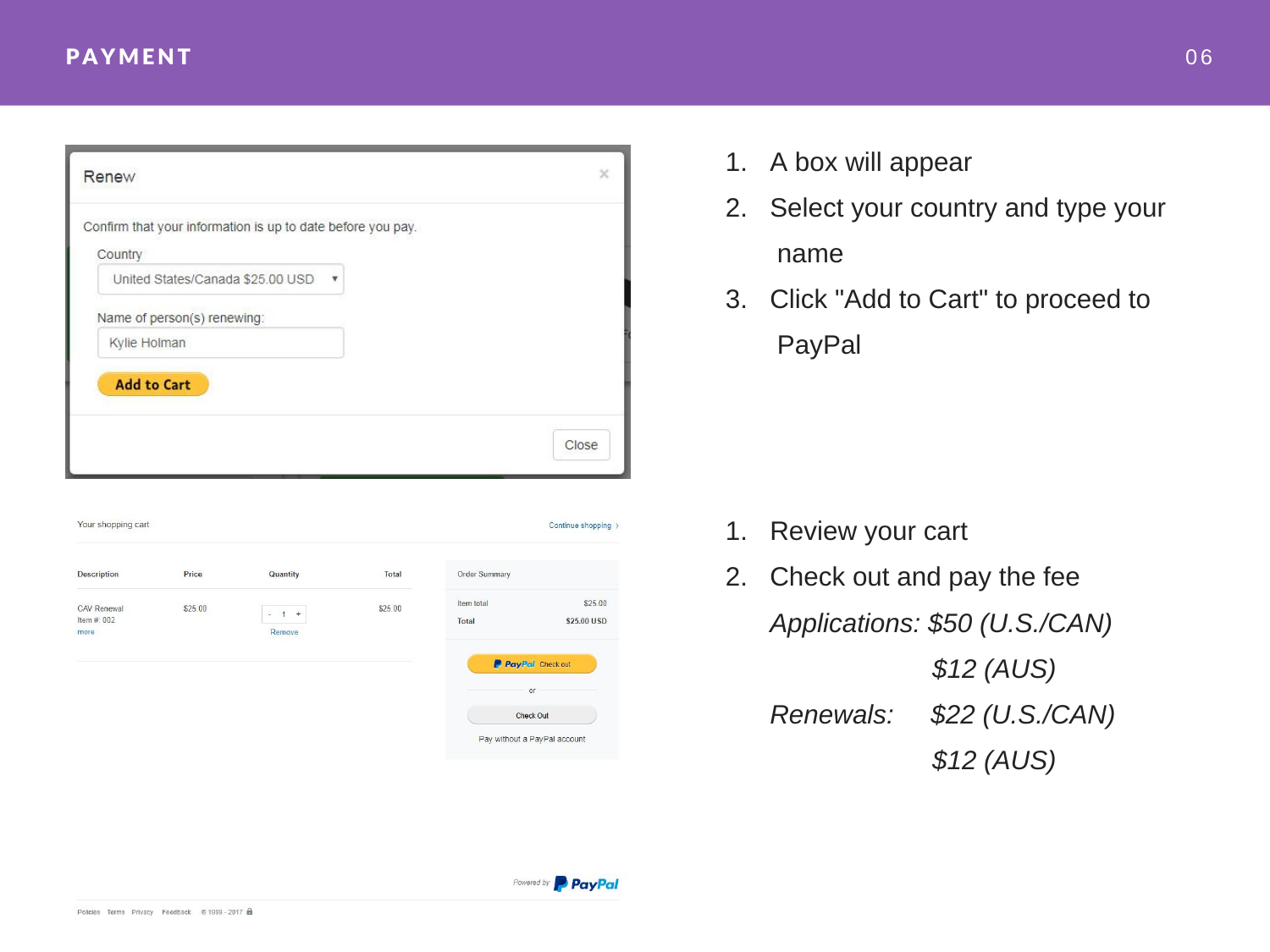# PAYMENT

1. A box will appear
2. Select your country and type your name
3. Click "Add to Cart" to proceed to PayPal

1. Review your cart
2. Check out and pay the fee

*Applications: $50 (U.S./CAN)*

*$12 (AUS)*

*Renewals: $22 (U.S./CAN)*

*$12 (AUS)*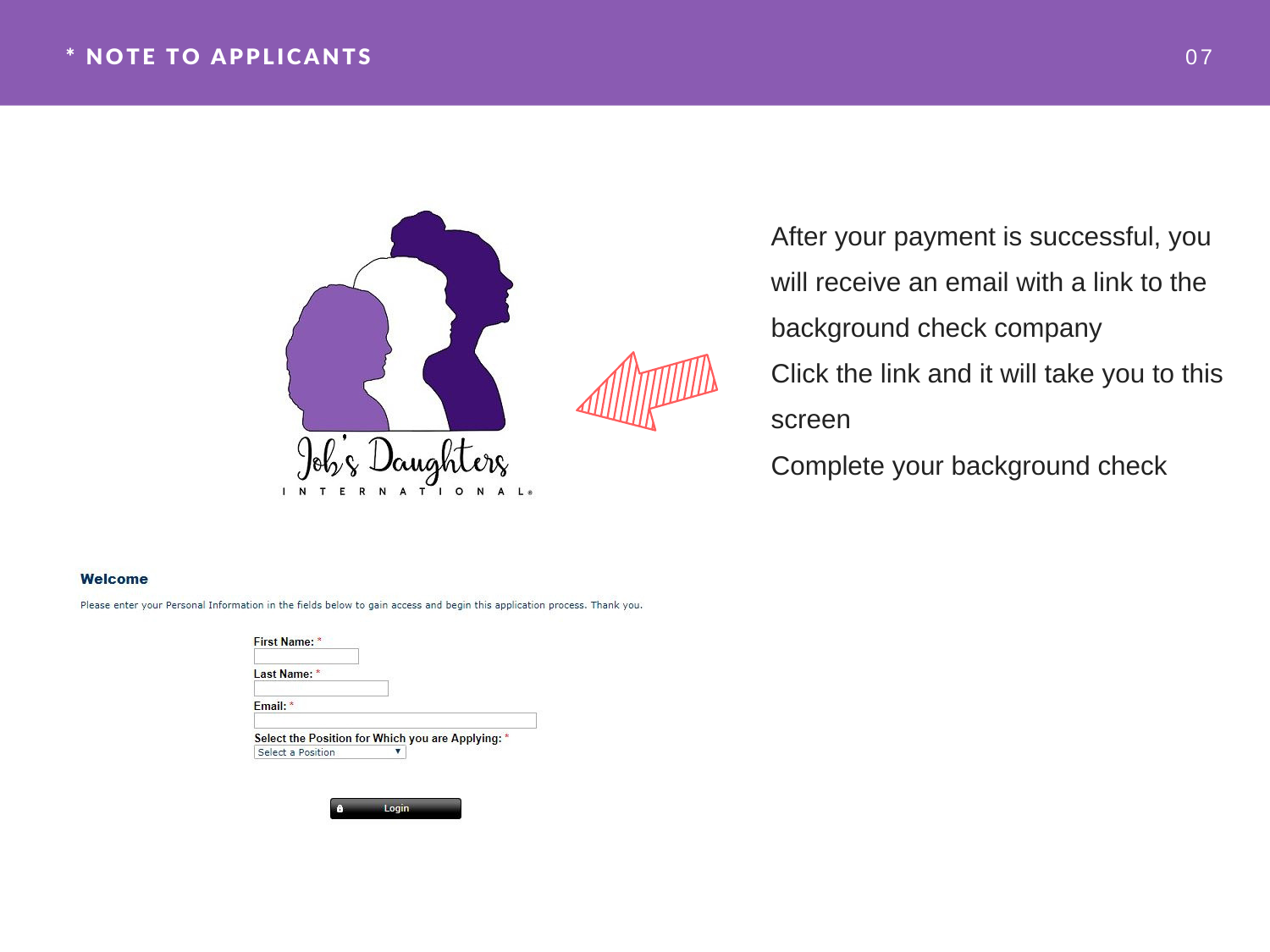# * NOTE TO APPLICANTS

After your payment is successful, you will receive an email with a link to the background check company

Click the link and it will take you to this screen

Complete your background check

**Welcome**

Please enter your Personal Information in the fields below to gain access and begin this application process. Thank you.

First Name: *

Last Name: *

Email: *

Select the Position for Which you are Applying: *

Select a Position

Login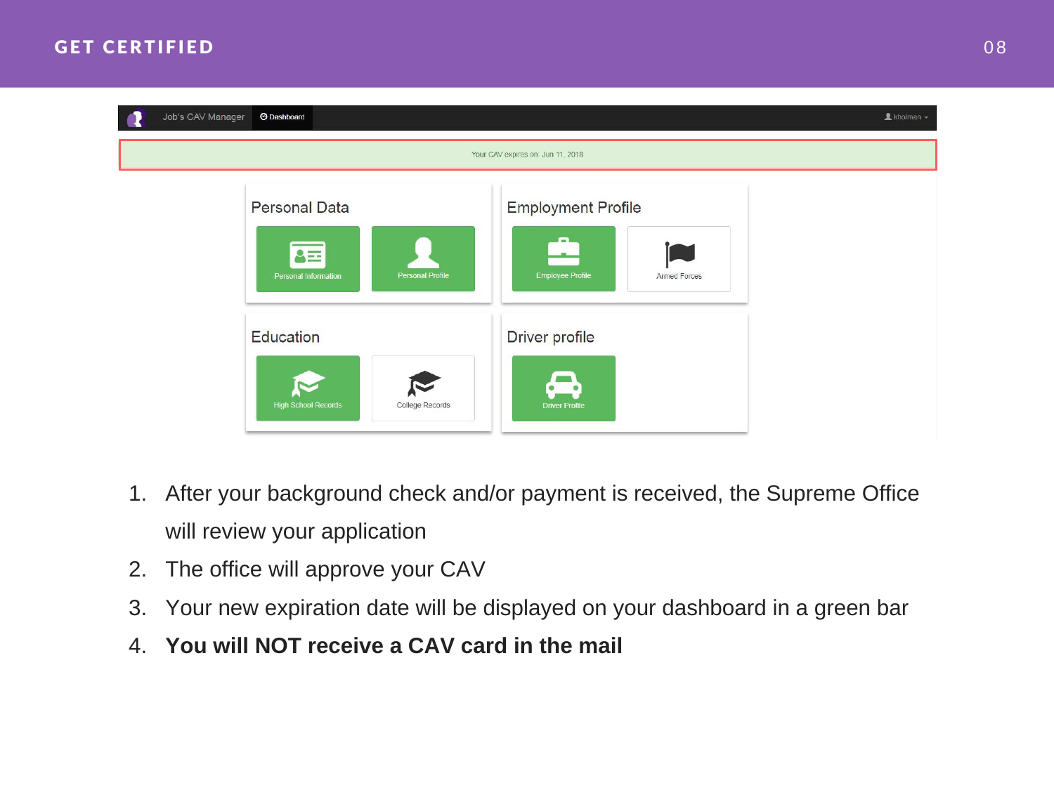# GET CERTIFIED

1. After your background check and/or payment is received, the Supreme Office will review your application
2. The office will approve your CAV
3. Your new expiration date will be displayed on your dashboard in a green bar
4. **You will NOT receive a CAV card in the mail**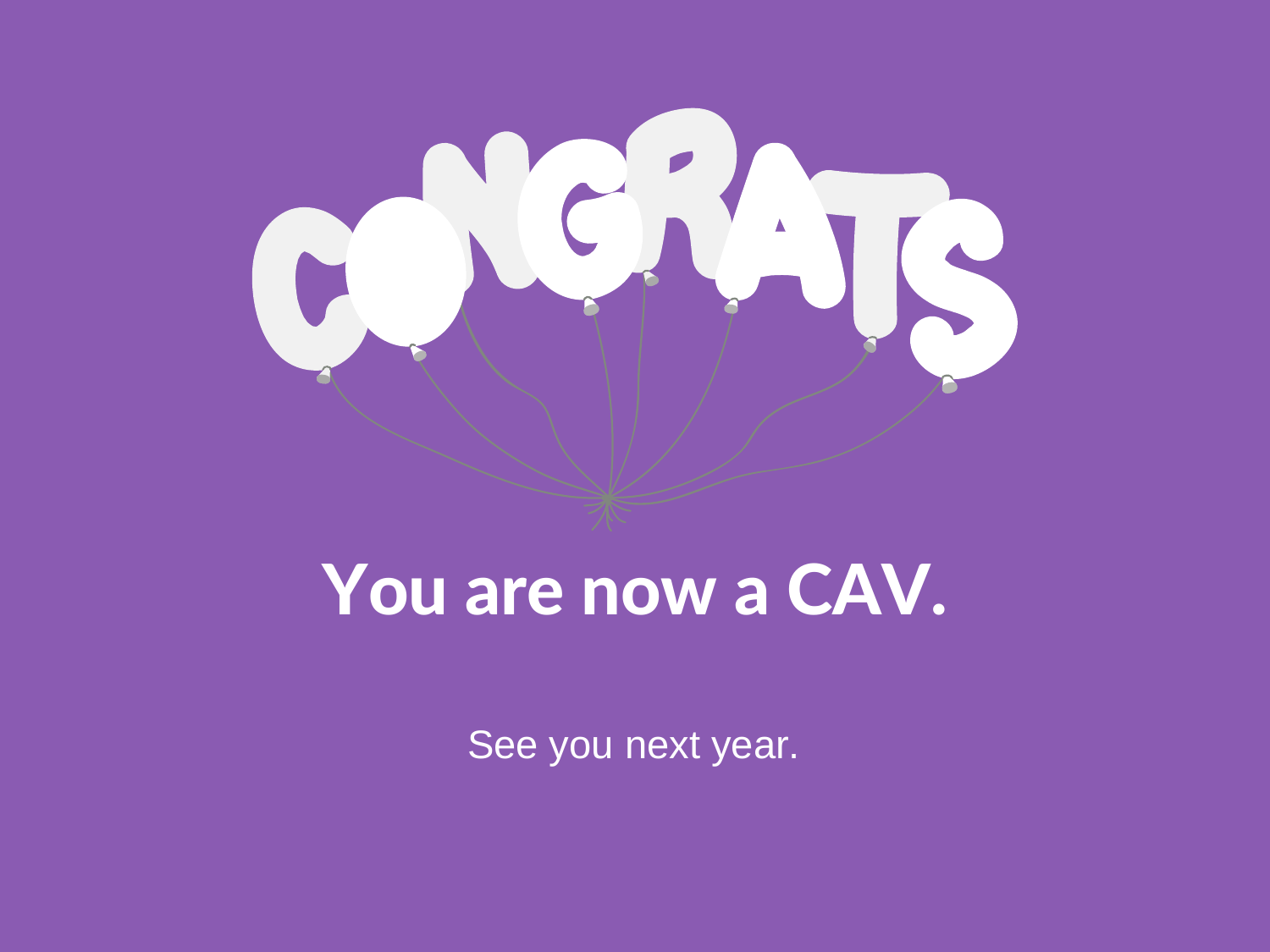CONGRATS

# You are now a CAV.

See you next year.